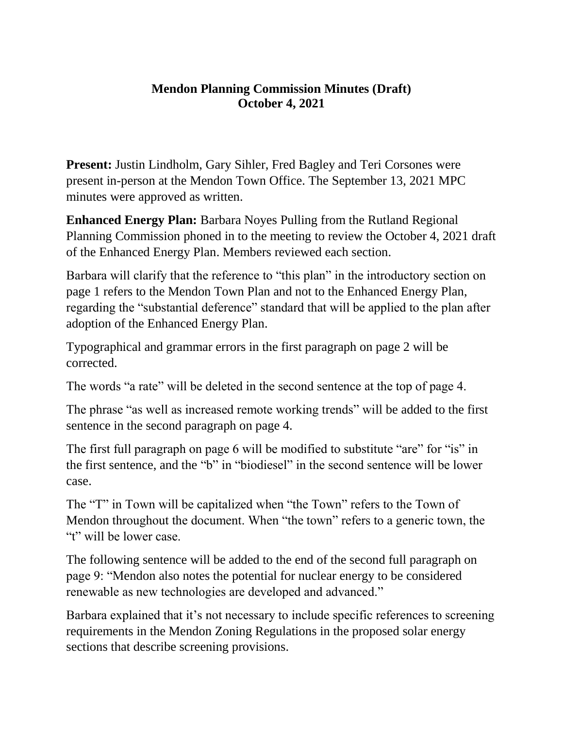# Mendon Planning Commission Minutes (Draft)
## October 4, 2021

**Present:** Justin Lindholm, Gary Sihler, Fred Bagley and Teri Corsones were present in-person at the Mendon Town Office. The September 13, 2021 MPC minutes were approved as written.

**Enhanced Energy Plan:** Barbara Noyes Pulling from the Rutland Regional Planning Commission phoned in to the meeting to review the October 4, 2021 draft of the Enhanced Energy Plan. Members reviewed each section.

Barbara will clarify that the reference to "this plan" in the introductory section on page 1 refers to the Mendon Town Plan and not to the Enhanced Energy Plan, regarding the "substantial deference" standard that will be applied to the plan after adoption of the Enhanced Energy Plan.

Typographical and grammar errors in the first paragraph on page 2 will be corrected.

The words "a rate" will be deleted in the second sentence at the top of page 4.

The phrase "as well as increased remote working trends" will be added to the first sentence in the second paragraph on page 4.

The first full paragraph on page 6 will be modified to substitute "are" for "is" in the first sentence, and the "b" in "biodiesel" in the second sentence will be lower case.

The "T" in Town will be capitalized when "the Town" refers to the Town of Mendon throughout the document. When "the town" refers to a generic town, the "t" will be lower case.

The following sentence will be added to the end of the second full paragraph on page 9: "Mendon also notes the potential for nuclear energy to be considered renewable as new technologies are developed and advanced."

Barbara explained that it's not necessary to include specific references to screening requirements in the Mendon Zoning Regulations in the proposed solar energy sections that describe screening provisions.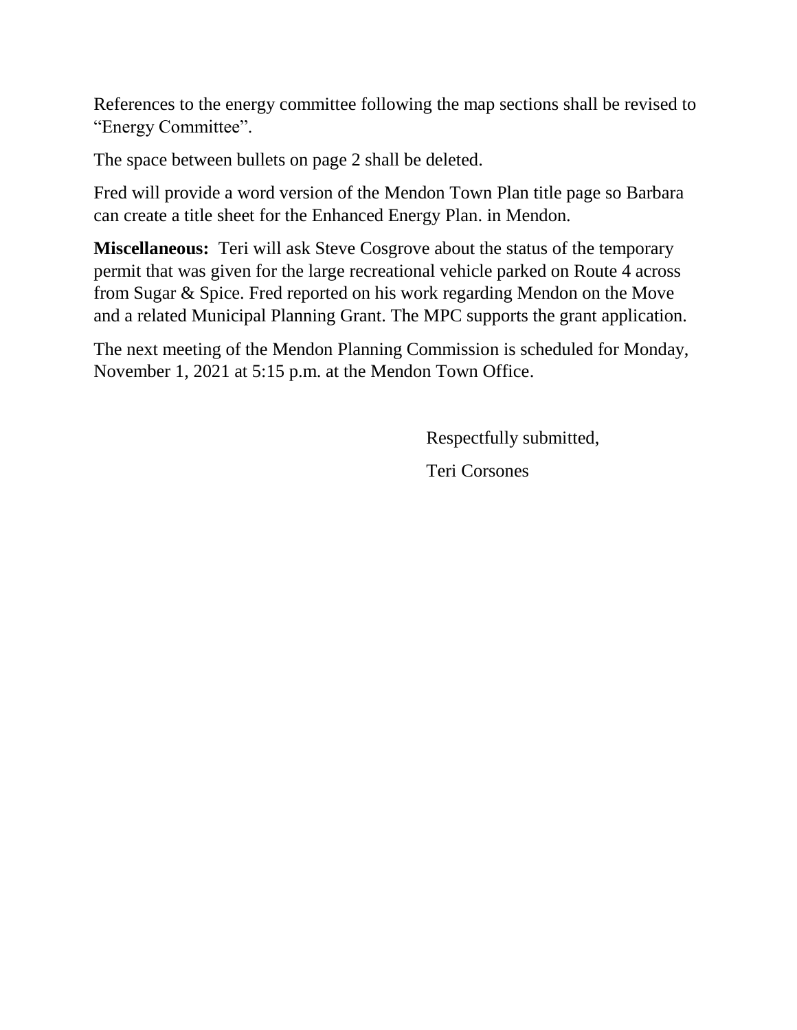References to the energy committee following the map sections shall be revised to "Energy Committee".

The space between bullets on page 2 shall be deleted.

Fred will provide a word version of the Mendon Town Plan title page so Barbara can create a title sheet for the Enhanced Energy Plan. in Mendon.

**Miscellaneous:** Teri will ask Steve Cosgrove about the status of the temporary permit that was given for the large recreational vehicle parked on Route 4 across from Sugar & Spice. Fred reported on his work regarding Mendon on the Move and a related Municipal Planning Grant. The MPC supports the grant application.

The next meeting of the Mendon Planning Commission is scheduled for Monday, November 1, 2021 at 5:15 p.m. at the Mendon Town Office.

Respectfully submitted,

Teri Corsones